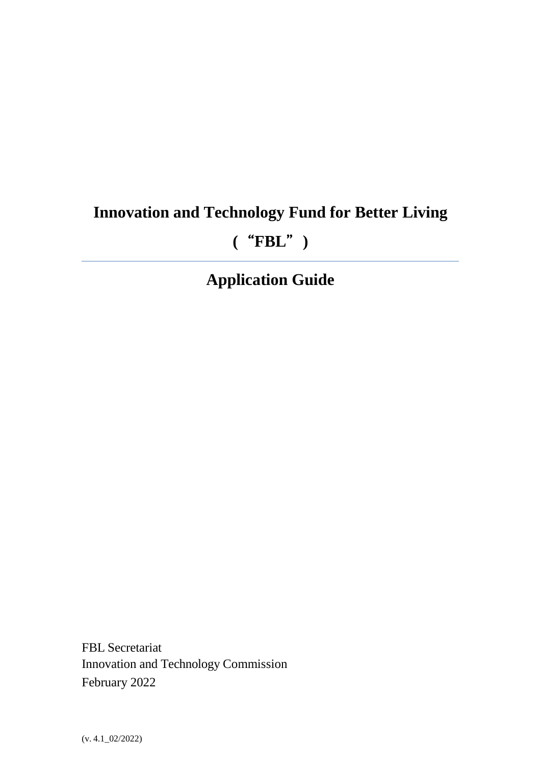# Innovation and Technology Fund for Better Living

# (“FBL”)

---

## Application Guide

FBL Secretariat
Innovation and Technology Commission
February 2022

(v. 4.1_02/2022)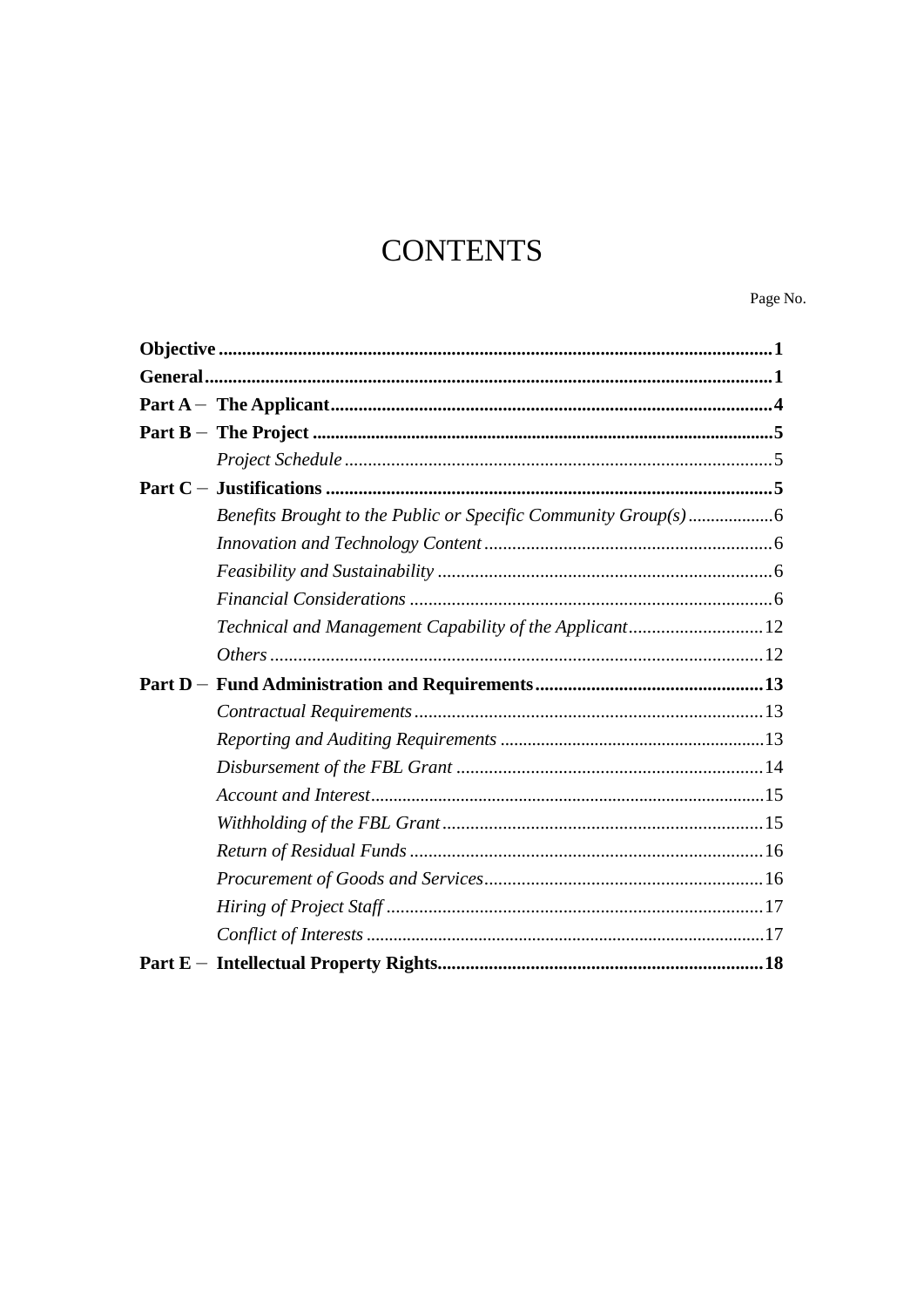# CONTENTS

| | Page No. |
|---|---|
| **Objective** | **1** |
| **General** | **1** |
| **Part A – The Applicant** | **4** |
| **Part B – The Project** | **5** |
| *Project Schedule* | 5 |
| **Part C – Justifications** | **5** |
| *Benefits Brought to the Public or Specific Community Group(s)* | 6 |
| *Innovation and Technology Content* | 6 |
| *Feasibility and Sustainability* | 6 |
| *Financial Considerations* | 6 |
| *Technical and Management Capability of the Applicant* | 12 |
| *Others* | 12 |
| **Part D – Fund Administration and Requirements** | **13** |
| *Contractual Requirements* | 13 |
| *Reporting and Auditing Requirements* | 13 |
| *Disbursement of the FBL Grant* | 14 |
| *Account and Interest* | 15 |
| *Withholding of the FBL Grant* | 15 |
| *Return of Residual Funds* | 16 |
| *Procurement of Goods and Services* | 16 |
| *Hiring of Project Staff* | 17 |
| *Conflict of Interests* | 17 |
| **Part E – Intellectual Property Rights** | **18** |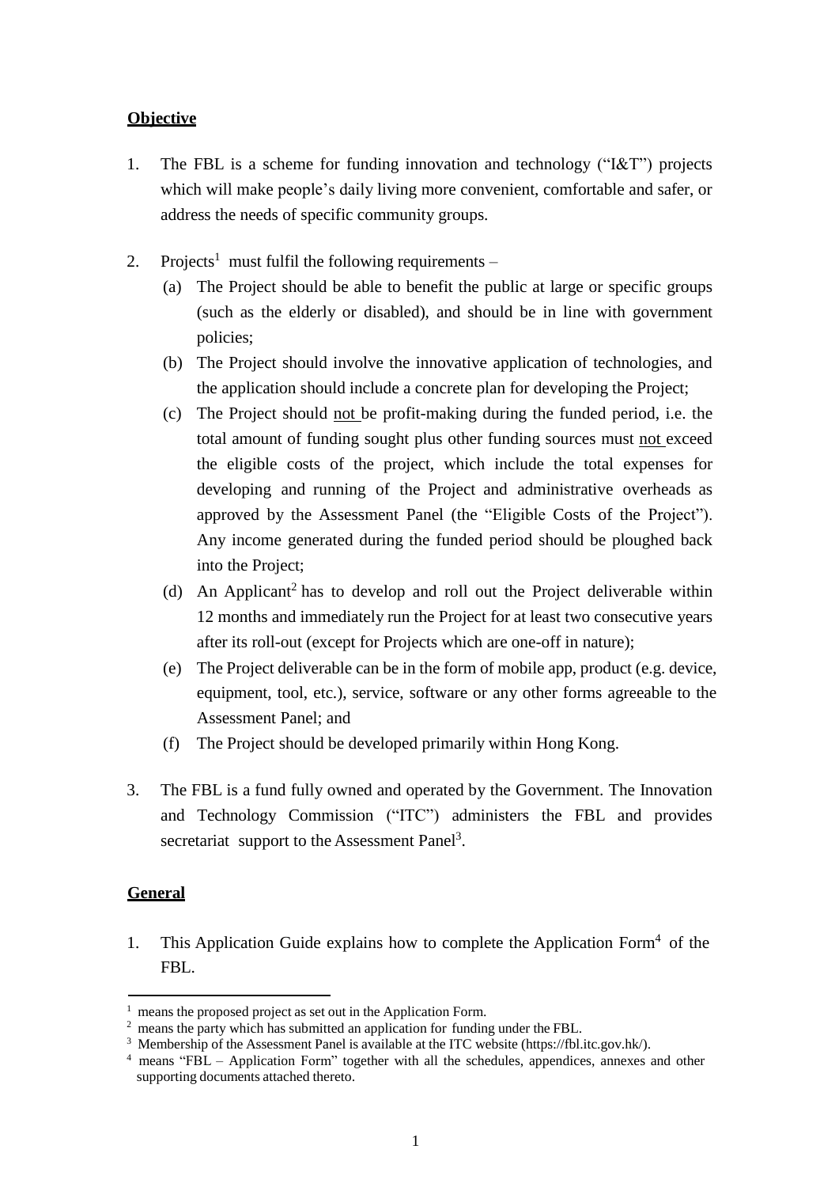**Objective**

1. The FBL is a scheme for funding innovation and technology ("I&T") projects which will make people's daily living more convenient, comfortable and safer, or address the needs of specific community groups.

2. Projects[1] must fulfil the following requirements –
   (a) The Project should be able to benefit the public at large or specific groups (such as the elderly or disabled), and should be in line with government policies;
   (b) The Project should involve the innovative application of technologies, and the application should include a concrete plan for developing the Project;
   (c) The Project should not be profit-making during the funded period, i.e. the total amount of funding sought plus other funding sources must not exceed the eligible costs of the project, which include the total expenses for developing and running of the Project and administrative overheads as approved by the Assessment Panel (the "Eligible Costs of the Project"). Any income generated during the funded period should be ploughed back into the Project;
   (d) An Applicant[2] has to develop and roll out the Project deliverable within 12 months and immediately run the Project for at least two consecutive years after its roll-out (except for Projects which are one-off in nature);
   (e) The Project deliverable can be in the form of mobile app, product (e.g. device, equipment, tool, etc.), service, software or any other forms agreeable to the Assessment Panel; and
   (f) The Project should be developed primarily within Hong Kong.

3. The FBL is a fund fully owned and operated by the Government. The Innovation and Technology Commission ("ITC") administers the FBL and provides secretariat support to the Assessment Panel[3].

**General**

1. This Application Guide explains how to complete the Application Form[4] of the FBL.

---

[1] means the proposed project as set out in the Application Form.
[2] means the party which has submitted an application for funding under the FBL.
[3] Membership of the Assessment Panel is available at the ITC website (https://fbl.itc.gov.hk/).
[4] means "FBL – Application Form" together with all the schedules, appendices, annexes and other supporting documents attached thereto.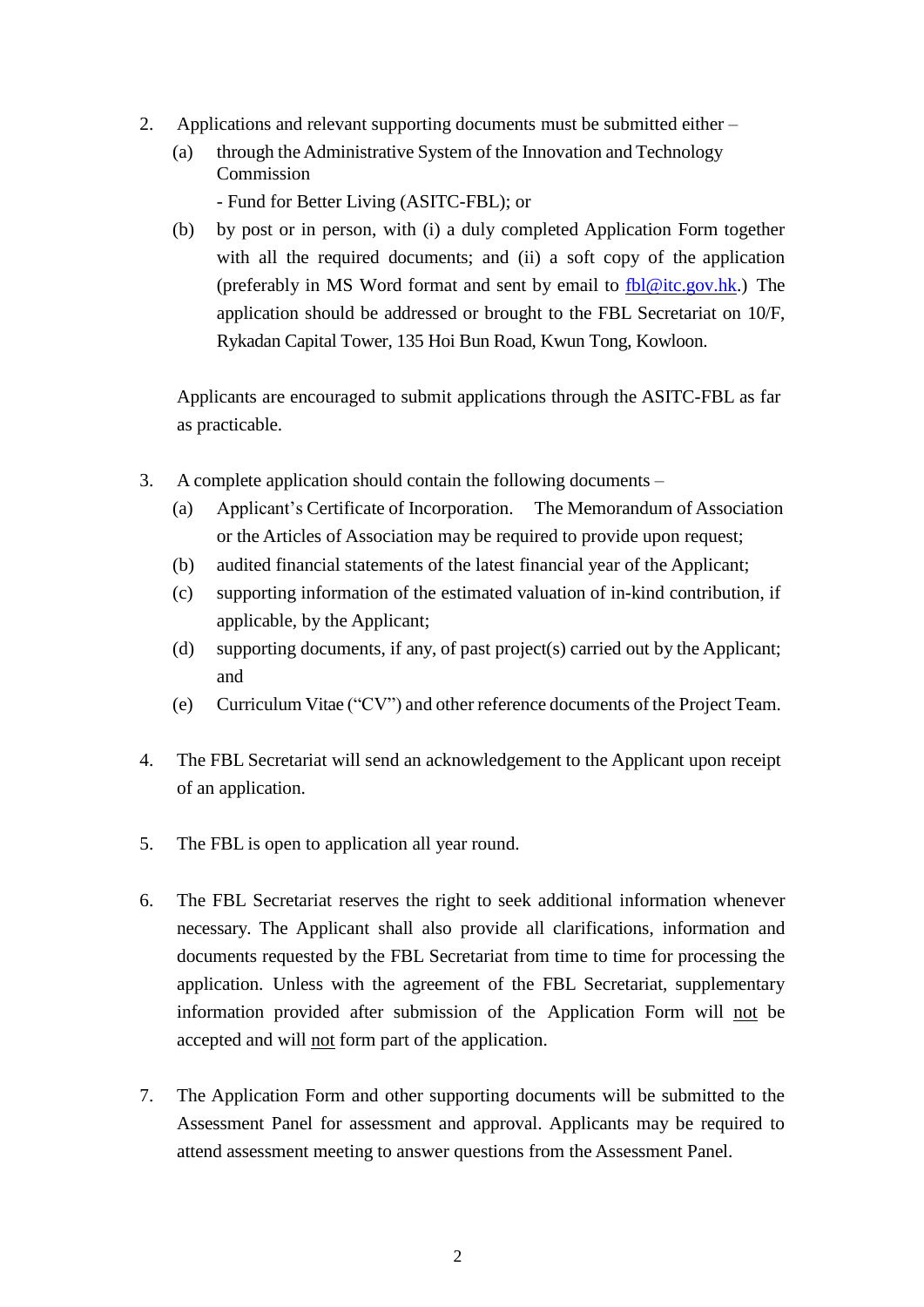2. Applications and relevant supporting documents must be submitted either –

   (a) through the Administrative System of the Innovation and Technology Commission
   - Fund for Better Living (ASITC-FBL); or

   (b) by post or in person, with (i) a duly completed Application Form together with all the required documents; and (ii) a soft copy of the application (preferably in MS Word format and sent by email to fbl@itc.gov.hk.) The application should be addressed or brought to the FBL Secretariat on 10/F, Rykadan Capital Tower, 135 Hoi Bun Road, Kwun Tong, Kowloon.

   Applicants are encouraged to submit applications through the ASITC-FBL as far as practicable.

3. A complete application should contain the following documents –

   (a) Applicant's Certificate of Incorporation. The Memorandum of Association or the Articles of Association may be required to provide upon request;

   (b) audited financial statements of the latest financial year of the Applicant;

   (c) supporting information of the estimated valuation of in-kind contribution, if applicable, by the Applicant;

   (d) supporting documents, if any, of past project(s) carried out by the Applicant; and

   (e) Curriculum Vitae ("CV") and other reference documents of the Project Team.

4. The FBL Secretariat will send an acknowledgement to the Applicant upon receipt of an application.

5. The FBL is open to application all year round.

6. The FBL Secretariat reserves the right to seek additional information whenever necessary. The Applicant shall also provide all clarifications, information and documents requested by the FBL Secretariat from time to time for processing the application. Unless with the agreement of the FBL Secretariat, supplementary information provided after submission of the Application Form will <u>not</u> be accepted and will <u>not</u> form part of the application.

7. The Application Form and other supporting documents will be submitted to the Assessment Panel for assessment and approval. Applicants may be required to attend assessment meeting to answer questions from the Assessment Panel.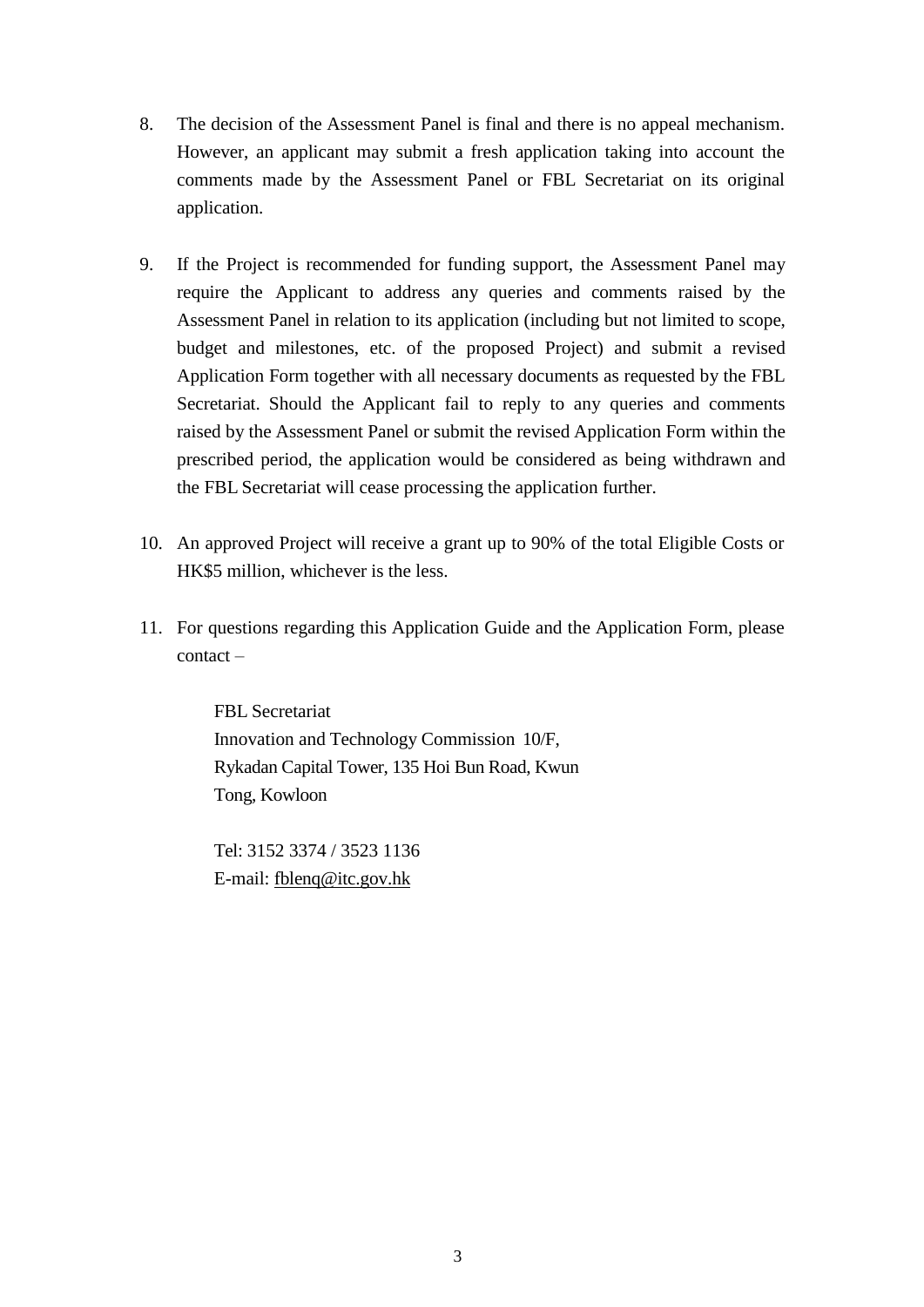8. The decision of the Assessment Panel is final and there is no appeal mechanism. However, an applicant may submit a fresh application taking into account the comments made by the Assessment Panel or FBL Secretariat on its original application.

9. If the Project is recommended for funding support, the Assessment Panel may require the Applicant to address any queries and comments raised by the Assessment Panel in relation to its application (including but not limited to scope, budget and milestones, etc. of the proposed Project) and submit a revised Application Form together with all necessary documents as requested by the FBL Secretariat. Should the Applicant fail to reply to any queries and comments raised by the Assessment Panel or submit the revised Application Form within the prescribed period, the application would be considered as being withdrawn and the FBL Secretariat will cease processing the application further.

10. An approved Project will receive a grant up to 90% of the total Eligible Costs or HK$5 million, whichever is the less.

11. For questions regarding this Application Guide and the Application Form, please contact –

    FBL Secretariat
    Innovation and Technology Commission 10/F,
    Rykadan Capital Tower, 135 Hoi Bun Road, Kwun
    Tong, Kowloon

    Tel: 3152 3374 / 3523 1136
    E-mail: fblenq@itc.gov.hk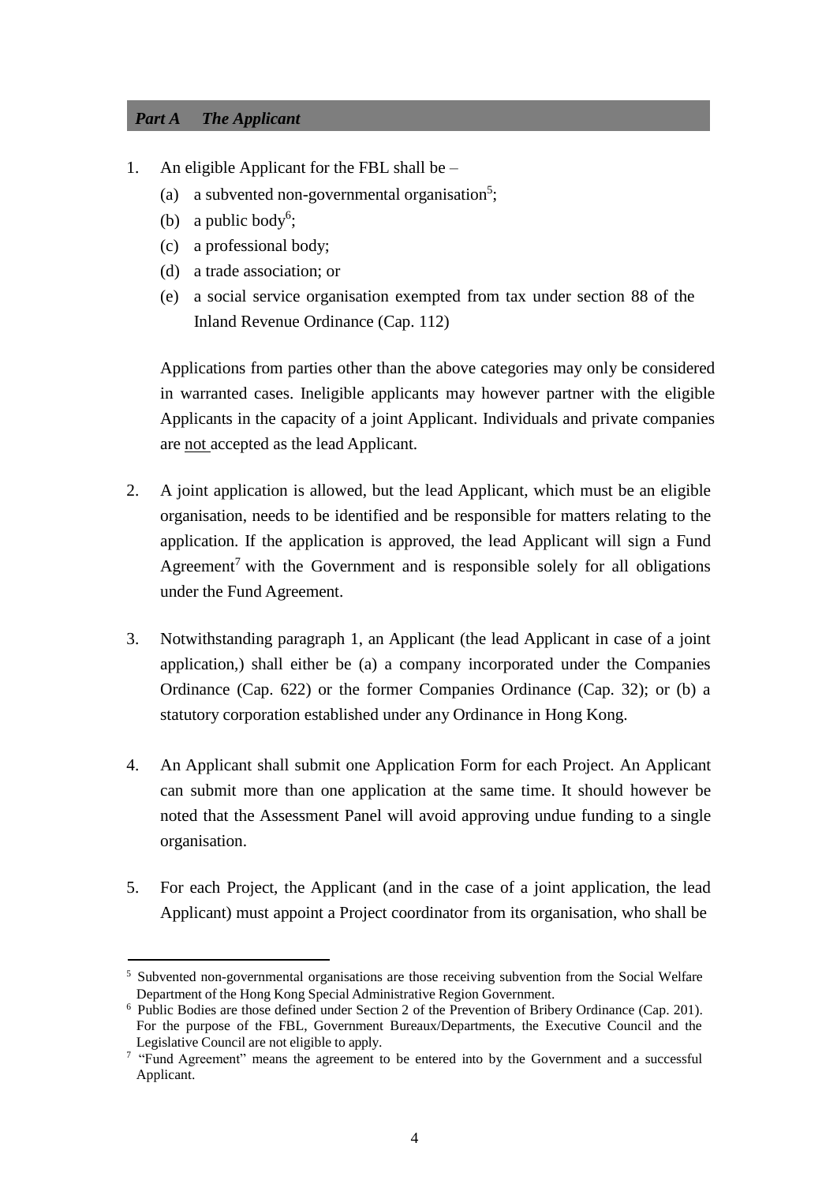## *Part A The Applicant*

1. An eligible Applicant for the FBL shall be –
   (a) a subvented non-governmental organisation[5];
   (b) a public body[6];
   (c) a professional body;
   (d) a trade association; or
   (e) a social service organisation exempted from tax under section 88 of the Inland Revenue Ordinance (Cap. 112)

   Applications from parties other than the above categories may only be considered in warranted cases. Ineligible applicants may however partner with the eligible Applicants in the capacity of a joint Applicant. Individuals and private companies are not accepted as the lead Applicant.

2. A joint application is allowed, but the lead Applicant, which must be an eligible organisation, needs to be identified and be responsible for matters relating to the application. If the application is approved, the lead Applicant will sign a Fund Agreement[7] with the Government and is responsible solely for all obligations under the Fund Agreement.

3. Notwithstanding paragraph 1, an Applicant (the lead Applicant in case of a joint application,) shall either be (a) a company incorporated under the Companies Ordinance (Cap. 622) or the former Companies Ordinance (Cap. 32); or (b) a statutory corporation established under any Ordinance in Hong Kong.

4. An Applicant shall submit one Application Form for each Project. An Applicant can submit more than one application at the same time. It should however be noted that the Assessment Panel will avoid approving undue funding to a single organisation.

5. For each Project, the Applicant (and in the case of a joint application, the lead Applicant) must appoint a Project coordinator from its organisation, who shall be

---

[5] Subvented non-governmental organisations are those receiving subvention from the Social Welfare Department of the Hong Kong Special Administrative Region Government.

[6] Public Bodies are those defined under Section 2 of the Prevention of Bribery Ordinance (Cap. 201). For the purpose of the FBL, Government Bureaux/Departments, the Executive Council and the Legislative Council are not eligible to apply.

[7] "Fund Agreement" means the agreement to be entered into by the Government and a successful Applicant.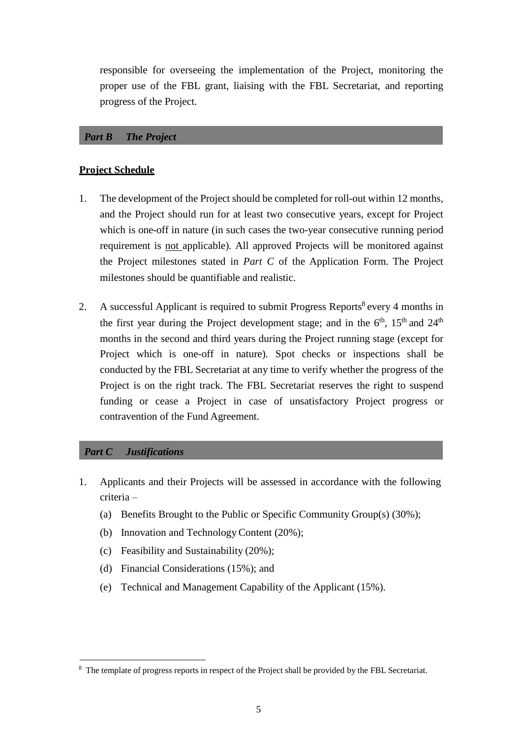responsible for overseeing the implementation of the Project, monitoring the proper use of the FBL grant, liaising with the FBL Secretariat, and reporting progress of the Project.

## *Part B The Project*

**Project Schedule**

1. The development of the Project should be completed for roll-out within 12 months, and the Project should run for at least two consecutive years, except for Project which is one-off in nature (in such cases the two-year consecutive running period requirement is <u>not</u> applicable). All approved Projects will be monitored against the Project milestones stated in *Part C* of the Application Form. The Project milestones should be quantifiable and realistic.

2. A successful Applicant is required to submit Progress Reports[8] every 4 months in the first year during the Project development stage; and in the 6th, 15th and 24th months in the second and third years during the Project running stage (except for Project which is one-off in nature). Spot checks or inspections shall be conducted by the FBL Secretariat at any time to verify whether the progress of the Project is on the right track. The FBL Secretariat reserves the right to suspend funding or cease a Project in case of unsatisfactory Project progress or contravention of the Fund Agreement.

## *Part C Justifications*

1. Applicants and their Projects will be assessed in accordance with the following criteria –
   (a) Benefits Brought to the Public or Specific Community Group(s) (30%);
   (b) Innovation and Technology Content (20%);
   (c) Feasibility and Sustainability (20%);
   (d) Financial Considerations (15%); and
   (e) Technical and Management Capability of the Applicant (15%).

[8] The template of progress reports in respect of the Project shall be provided by the FBL Secretariat.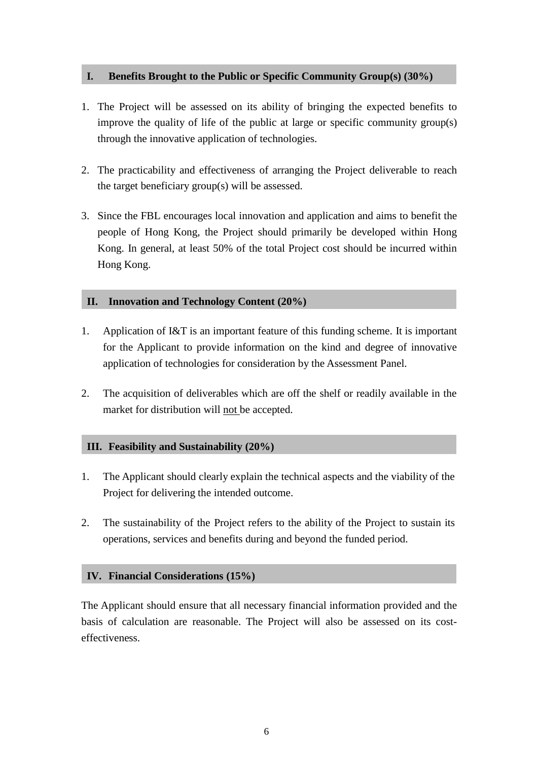## I. Benefits Brought to the Public or Specific Community Group(s) (30%)

1. The Project will be assessed on its ability of bringing the expected benefits to improve the quality of life of the public at large or specific community group(s) through the innovative application of technologies.

2. The practicability and effectiveness of arranging the Project deliverable to reach the target beneficiary group(s) will be assessed.

3. Since the FBL encourages local innovation and application and aims to benefit the people of Hong Kong, the Project should primarily be developed within Hong Kong. In general, at least 50% of the total Project cost should be incurred within Hong Kong.

## II. Innovation and Technology Content (20%)

1. Application of I&T is an important feature of this funding scheme. It is important for the Applicant to provide information on the kind and degree of innovative application of technologies for consideration by the Assessment Panel.

2. The acquisition of deliverables which are off the shelf or readily available in the market for distribution will <u>not</u> be accepted.

## III. Feasibility and Sustainability (20%)

1. The Applicant should clearly explain the technical aspects and the viability of the Project for delivering the intended outcome.

2. The sustainability of the Project refers to the ability of the Project to sustain its operations, services and benefits during and beyond the funded period.

## IV. Financial Considerations (15%)

The Applicant should ensure that all necessary financial information provided and the basis of calculation are reasonable. The Project will also be assessed on its cost-effectiveness.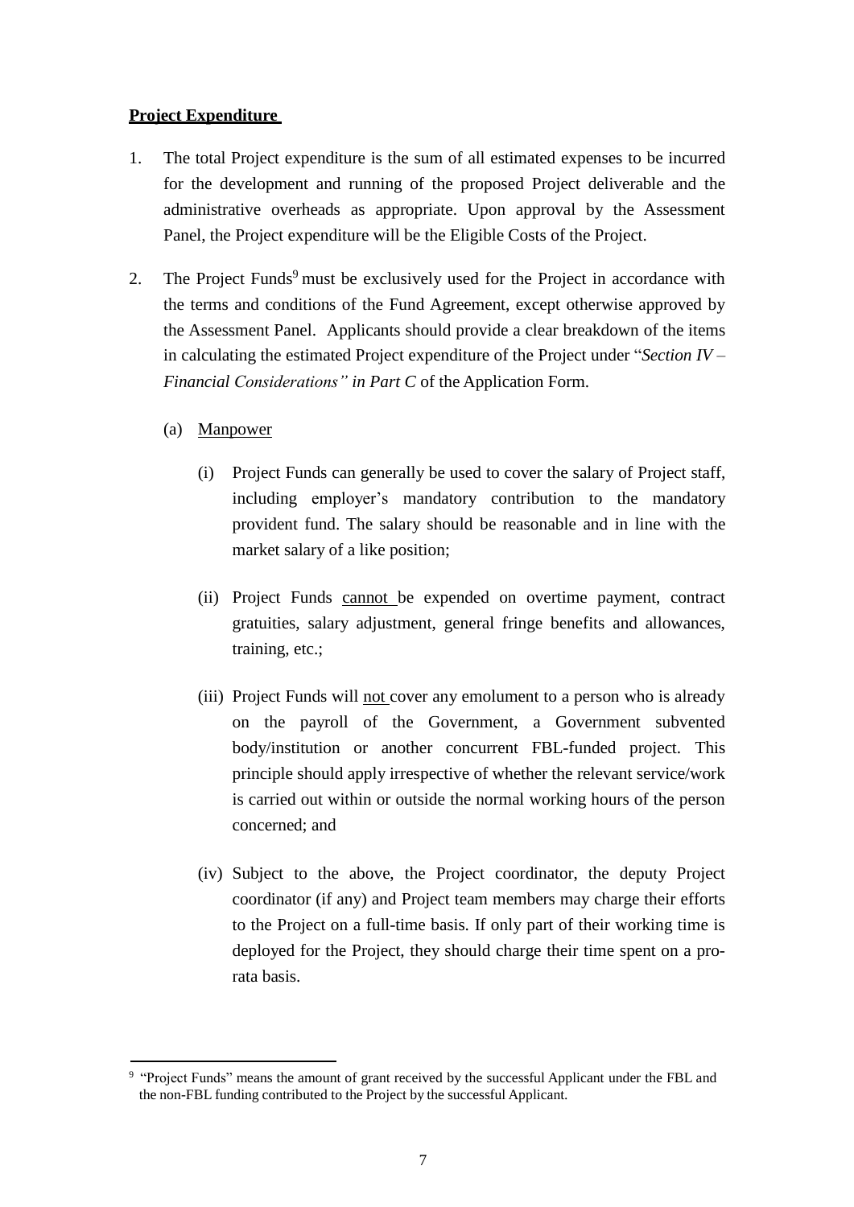**Project Expenditure**

1. The total Project expenditure is the sum of all estimated expenses to be incurred for the development and running of the proposed Project deliverable and the administrative overheads as appropriate. Upon approval by the Assessment Panel, the Project expenditure will be the Eligible Costs of the Project.

2. The Project Funds[9] must be exclusively used for the Project in accordance with the terms and conditions of the Fund Agreement, except otherwise approved by the Assessment Panel. Applicants should provide a clear breakdown of the items in calculating the estimated Project expenditure of the Project under "*Section IV – Financial Considerations" in Part C* of the Application Form.

   (a) Manpower

      (i) Project Funds can generally be used to cover the salary of Project staff, including employer's mandatory contribution to the mandatory provident fund. The salary should be reasonable and in line with the market salary of a like position;

      (ii) Project Funds cannot be expended on overtime payment, contract gratuities, salary adjustment, general fringe benefits and allowances, training, etc.;

      (iii) Project Funds will not cover any emolument to a person who is already on the payroll of the Government, a Government subvented body/institution or another concurrent FBL-funded project. This principle should apply irrespective of whether the relevant service/work is carried out within or outside the normal working hours of the person concerned; and

      (iv) Subject to the above, the Project coordinator, the deputy Project coordinator (if any) and Project team members may charge their efforts to the Project on a full-time basis. If only part of their working time is deployed for the Project, they should charge their time spent on a pro-rata basis.

---

[9] "Project Funds" means the amount of grant received by the successful Applicant under the FBL and the non-FBL funding contributed to the Project by the successful Applicant.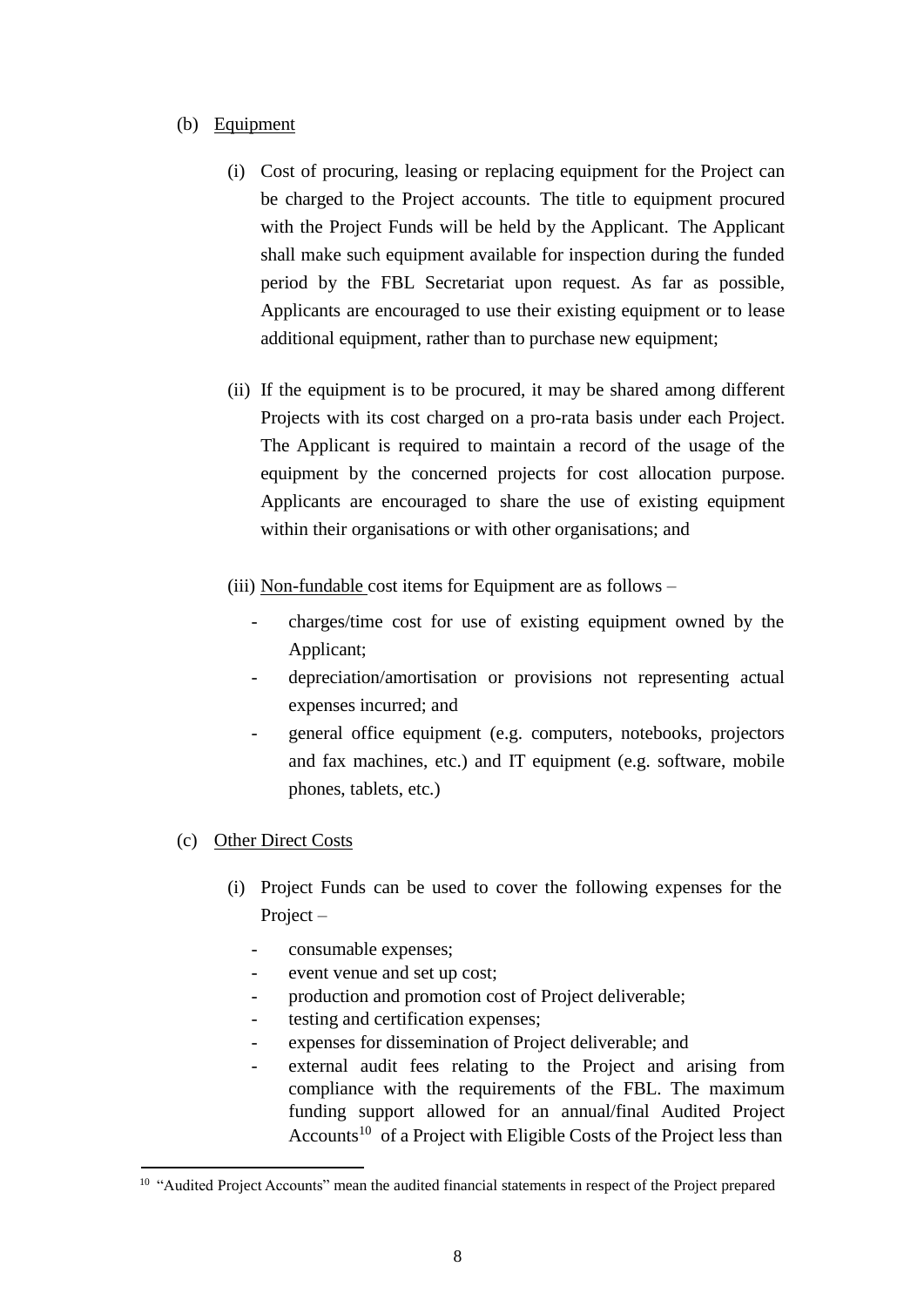(b) Equipment

(i) Cost of procuring, leasing or replacing equipment for the Project can be charged to the Project accounts. The title to equipment procured with the Project Funds will be held by the Applicant. The Applicant shall make such equipment available for inspection during the funded period by the FBL Secretariat upon request. As far as possible, Applicants are encouraged to use their existing equipment or to lease additional equipment, rather than to purchase new equipment;

(ii) If the equipment is to be procured, it may be shared among different Projects with its cost charged on a pro-rata basis under each Project. The Applicant is required to maintain a record of the usage of the equipment by the concerned projects for cost allocation purpose. Applicants are encouraged to share the use of existing equipment within their organisations or with other organisations; and

(iii) Non-fundable cost items for Equipment are as follows –

- charges/time cost for use of existing equipment owned by the Applicant;
- depreciation/amortisation or provisions not representing actual expenses incurred; and
- general office equipment (e.g. computers, notebooks, projectors and fax machines, etc.) and IT equipment (e.g. software, mobile phones, tablets, etc.)

(c) Other Direct Costs

(i) Project Funds can be used to cover the following expenses for the Project –

- consumable expenses;
- event venue and set up cost;
- production and promotion cost of Project deliverable;
- testing and certification expenses;
- expenses for dissemination of Project deliverable; and
- external audit fees relating to the Project and arising from compliance with the requirements of the FBL. The maximum funding support allowed for an annual/final Audited Project Accounts[10] of a Project with Eligible Costs of the Project less than

[10] "Audited Project Accounts" mean the audited financial statements in respect of the Project prepared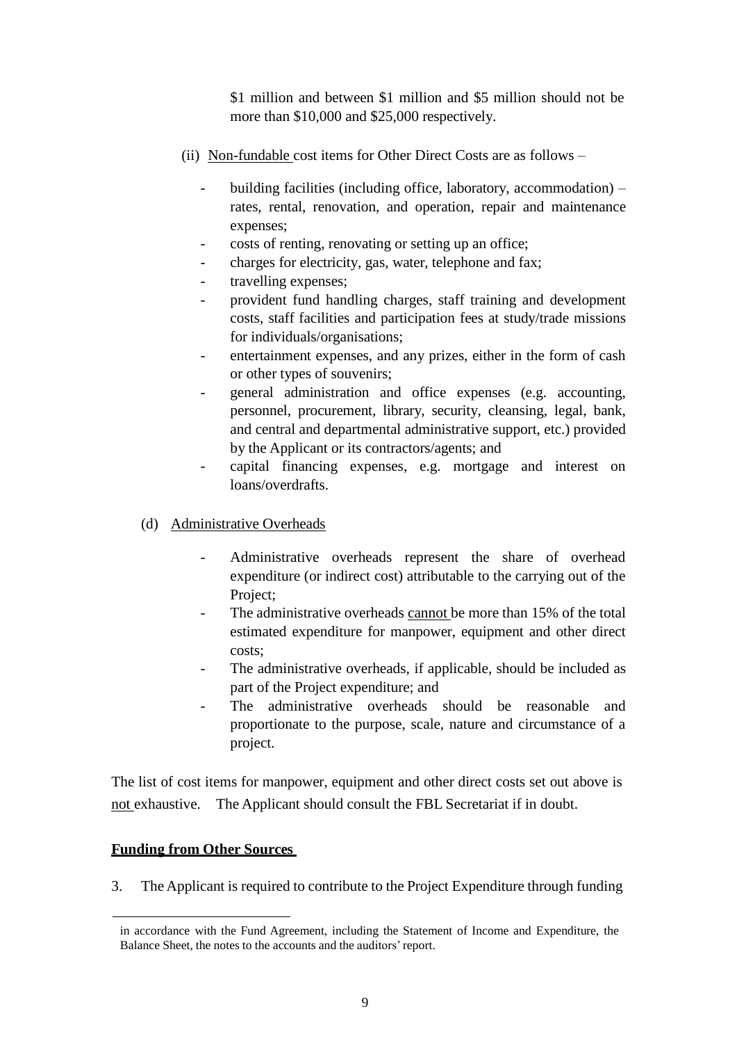$1 million and between $1 million and $5 million should not be more than $10,000 and $25,000 respectively.

(ii) Non-fundable cost items for Other Direct Costs are as follows –

- building facilities (including office, laboratory, accommodation) – rates, rental, renovation, and operation, repair and maintenance expenses;
- costs of renting, renovating or setting up an office;
- charges for electricity, gas, water, telephone and fax;
- travelling expenses;
- provident fund handling charges, staff training and development costs, staff facilities and participation fees at study/trade missions for individuals/organisations;
- entertainment expenses, and any prizes, either in the form of cash or other types of souvenirs;
- general administration and office expenses (e.g. accounting, personnel, procurement, library, security, cleansing, legal, bank, and central and departmental administrative support, etc.) provided by the Applicant or its contractors/agents; and
- capital financing expenses, e.g. mortgage and interest on loans/overdrafts.

(d) Administrative Overheads

- Administrative overheads represent the share of overhead expenditure (or indirect cost) attributable to the carrying out of the Project;
- The administrative overheads cannot be more than 15% of the total estimated expenditure for manpower, equipment and other direct costs;
- The administrative overheads, if applicable, should be included as part of the Project expenditure; and
- The administrative overheads should be reasonable and proportionate to the purpose, scale, nature and circumstance of a project.

The list of cost items for manpower, equipment and other direct costs set out above is not exhaustive. The Applicant should consult the FBL Secretariat if in doubt.

**Funding from Other Sources**

3. The Applicant is required to contribute to the Project Expenditure through funding

in accordance with the Fund Agreement, including the Statement of Income and Expenditure, the Balance Sheet, the notes to the accounts and the auditors' report.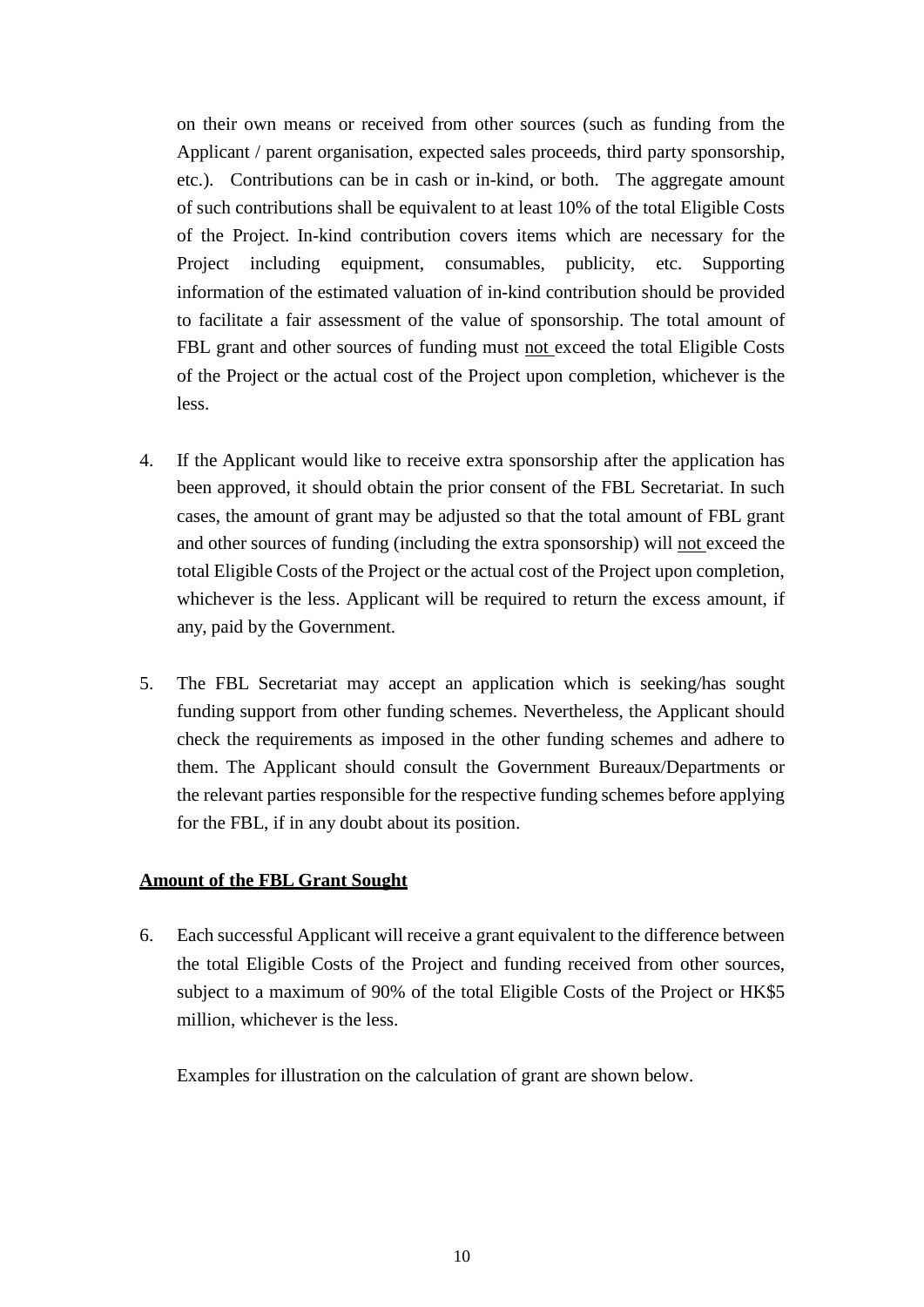on their own means or received from other sources (such as funding from the Applicant / parent organisation, expected sales proceeds, third party sponsorship, etc.). Contributions can be in cash or in-kind, or both. The aggregate amount of such contributions shall be equivalent to at least 10% of the total Eligible Costs of the Project. In-kind contribution covers items which are necessary for the Project including equipment, consumables, publicity, etc. Supporting information of the estimated valuation of in-kind contribution should be provided to facilitate a fair assessment of the value of sponsorship. The total amount of FBL grant and other sources of funding must <u>not</u> exceed the total Eligible Costs of the Project or the actual cost of the Project upon completion, whichever is the less.

4. If the Applicant would like to receive extra sponsorship after the application has been approved, it should obtain the prior consent of the FBL Secretariat. In such cases, the amount of grant may be adjusted so that the total amount of FBL grant and other sources of funding (including the extra sponsorship) will <u>not</u> exceed the total Eligible Costs of the Project or the actual cost of the Project upon completion, whichever is the less. Applicant will be required to return the excess amount, if any, paid by the Government.

5. The FBL Secretariat may accept an application which is seeking/has sought funding support from other funding schemes. Nevertheless, the Applicant should check the requirements as imposed in the other funding schemes and adhere to them. The Applicant should consult the Government Bureaux/Departments or the relevant parties responsible for the respective funding schemes before applying for the FBL, if in any doubt about its position.

**<u>Amount of the FBL Grant Sought</u>**

6. Each successful Applicant will receive a grant equivalent to the difference between the total Eligible Costs of the Project and funding received from other sources, subject to a maximum of 90% of the total Eligible Costs of the Project or HK$5 million, whichever is the less.

   Examples for illustration on the calculation of grant are shown below.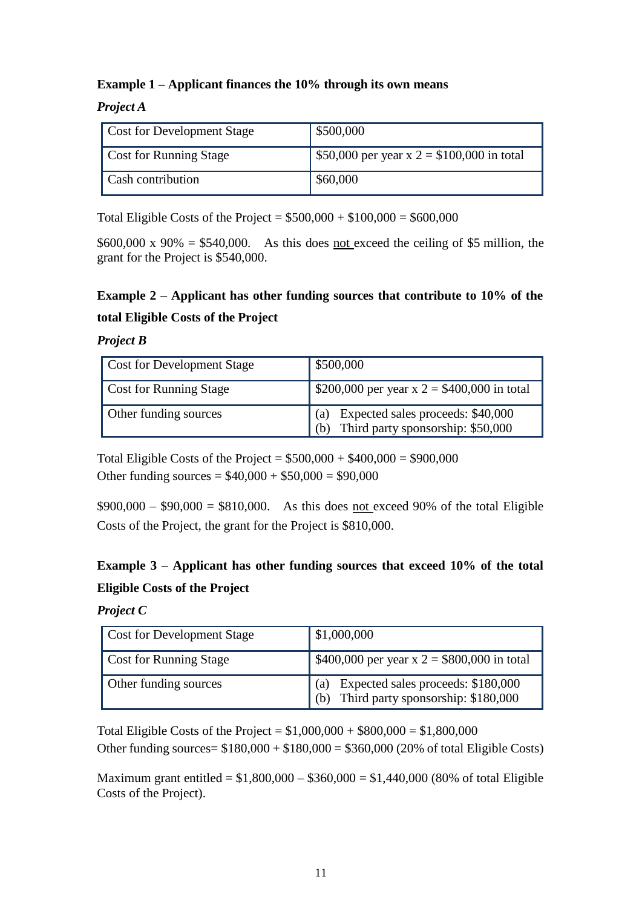**Example 1 – Applicant finances the 10% through its own means**

***Project A***

| | |
|---|---|
| Cost for Development Stage | \$500,000 |
| Cost for Running Stage | \$50,000 per year x 2 = \$100,000 in total |
| Cash contribution | \$60,000 |

Total Eligible Costs of the Project = \$500,000 + \$100,000 = \$600,000

\$600,000 x 90% = \$540,000. As this does not exceed the ceiling of \$5 million, the grant for the Project is \$540,000.

**Example 2 – Applicant has other funding sources that contribute to 10% of the total Eligible Costs of the Project**

***Project B***

| | |
|---|---|
| Cost for Development Stage | \$500,000 |
| Cost for Running Stage | \$200,000 per year x 2 = \$400,000 in total |
| Other funding sources | (a) Expected sales proceeds: \$40,000<br>(b) Third party sponsorship: \$50,000 |

Total Eligible Costs of the Project = \$500,000 + \$400,000 = \$900,000
Other funding sources = \$40,000 + \$50,000 = \$90,000

\$900,000 – \$90,000 = \$810,000. As this does not exceed 90% of the total Eligible Costs of the Project, the grant for the Project is \$810,000.

**Example 3 – Applicant has other funding sources that exceed 10% of the total Eligible Costs of the Project**

***Project C***

| | |
|---|---|
| Cost for Development Stage | \$1,000,000 |
| Cost for Running Stage | \$400,000 per year x 2 = \$800,000 in total |
| Other funding sources | (a) Expected sales proceeds: \$180,000<br>(b) Third party sponsorship: \$180,000 |

Total Eligible Costs of the Project = \$1,000,000 + \$800,000 = \$1,800,000
Other funding sources= \$180,000 + \$180,000 = \$360,000 (20% of total Eligible Costs)

Maximum grant entitled = \$1,800,000 – \$360,000 = \$1,440,000 (80% of total Eligible Costs of the Project).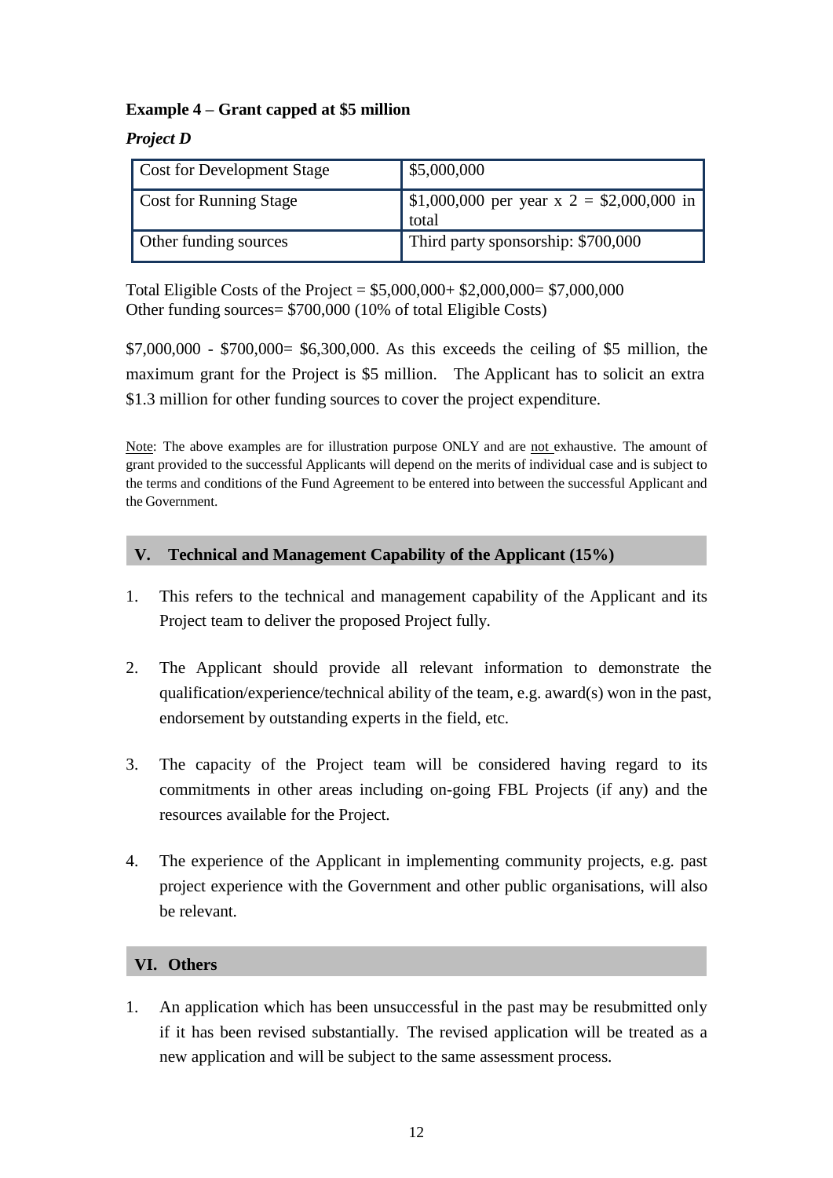**Example 4 – Grant capped at $5 million**

***Project D***

| Cost for Development Stage | $5,000,000 |
|---|---|
| Cost for Running Stage | $1,000,000 per year x 2 = $2,000,000 in total |
| Other funding sources | Third party sponsorship: $700,000 |

Total Eligible Costs of the Project = $5,000,000+ $2,000,000= $7,000,000
Other funding sources= $700,000 (10% of total Eligible Costs)

$7,000,000 - $700,000= $6,300,000. As this exceeds the ceiling of $5 million, the maximum grant for the Project is $5 million. The Applicant has to solicit an extra $1.3 million for other funding sources to cover the project expenditure.

Note: The above examples are for illustration purpose ONLY and are not exhaustive. The amount of grant provided to the successful Applicants will depend on the merits of individual case and is subject to the terms and conditions of the Fund Agreement to be entered into between the successful Applicant and the Government.

## V. Technical and Management Capability of the Applicant (15%)

1. This refers to the technical and management capability of the Applicant and its Project team to deliver the proposed Project fully.

2. The Applicant should provide all relevant information to demonstrate the qualification/experience/technical ability of the team, e.g. award(s) won in the past, endorsement by outstanding experts in the field, etc.

3. The capacity of the Project team will be considered having regard to its commitments in other areas including on-going FBL Projects (if any) and the resources available for the Project.

4. The experience of the Applicant in implementing community projects, e.g. past project experience with the Government and other public organisations, will also be relevant.

## VI. Others

1. An application which has been unsuccessful in the past may be resubmitted only if it has been revised substantially. The revised application will be treated as a new application and will be subject to the same assessment process.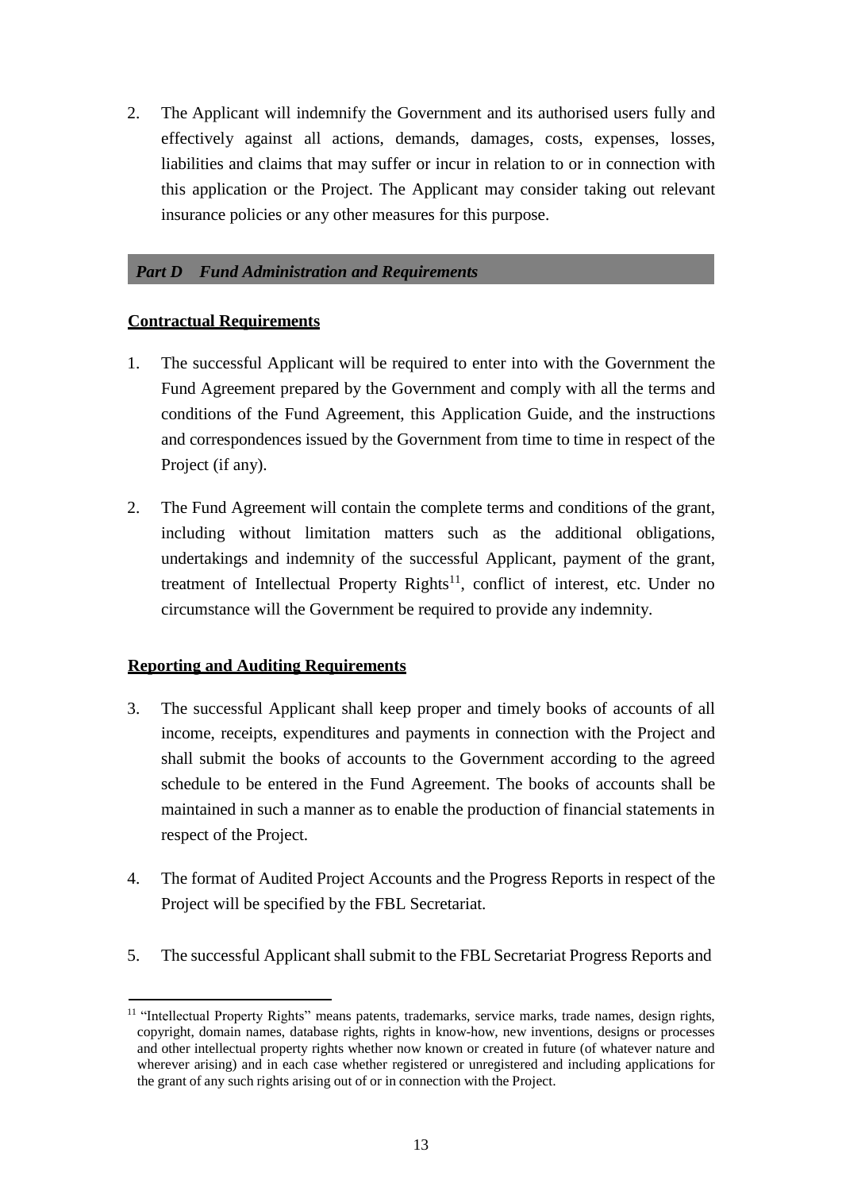2. The Applicant will indemnify the Government and its authorised users fully and effectively against all actions, demands, damages, costs, expenses, losses, liabilities and claims that may suffer or incur in relation to or in connection with this application or the Project. The Applicant may consider taking out relevant insurance policies or any other measures for this purpose.

## *Part D Fund Administration and Requirements*

**Contractual Requirements**

1. The successful Applicant will be required to enter into with the Government the Fund Agreement prepared by the Government and comply with all the terms and conditions of the Fund Agreement, this Application Guide, and the instructions and correspondences issued by the Government from time to time in respect of the Project (if any).

2. The Fund Agreement will contain the complete terms and conditions of the grant, including without limitation matters such as the additional obligations, undertakings and indemnity of the successful Applicant, payment of the grant, treatment of Intellectual Property Rights[11], conflict of interest, etc. Under no circumstance will the Government be required to provide any indemnity.

**Reporting and Auditing Requirements**

3. The successful Applicant shall keep proper and timely books of accounts of all income, receipts, expenditures and payments in connection with the Project and shall submit the books of accounts to the Government according to the agreed schedule to be entered in the Fund Agreement. The books of accounts shall be maintained in such a manner as to enable the production of financial statements in respect of the Project.

4. The format of Audited Project Accounts and the Progress Reports in respect of the Project will be specified by the FBL Secretariat.

5. The successful Applicant shall submit to the FBL Secretariat Progress Reports and

[11] "Intellectual Property Rights" means patents, trademarks, service marks, trade names, design rights, copyright, domain names, database rights, rights in know-how, new inventions, designs or processes and other intellectual property rights whether now known or created in future (of whatever nature and wherever arising) and in each case whether registered or unregistered and including applications for the grant of any such rights arising out of or in connection with the Project.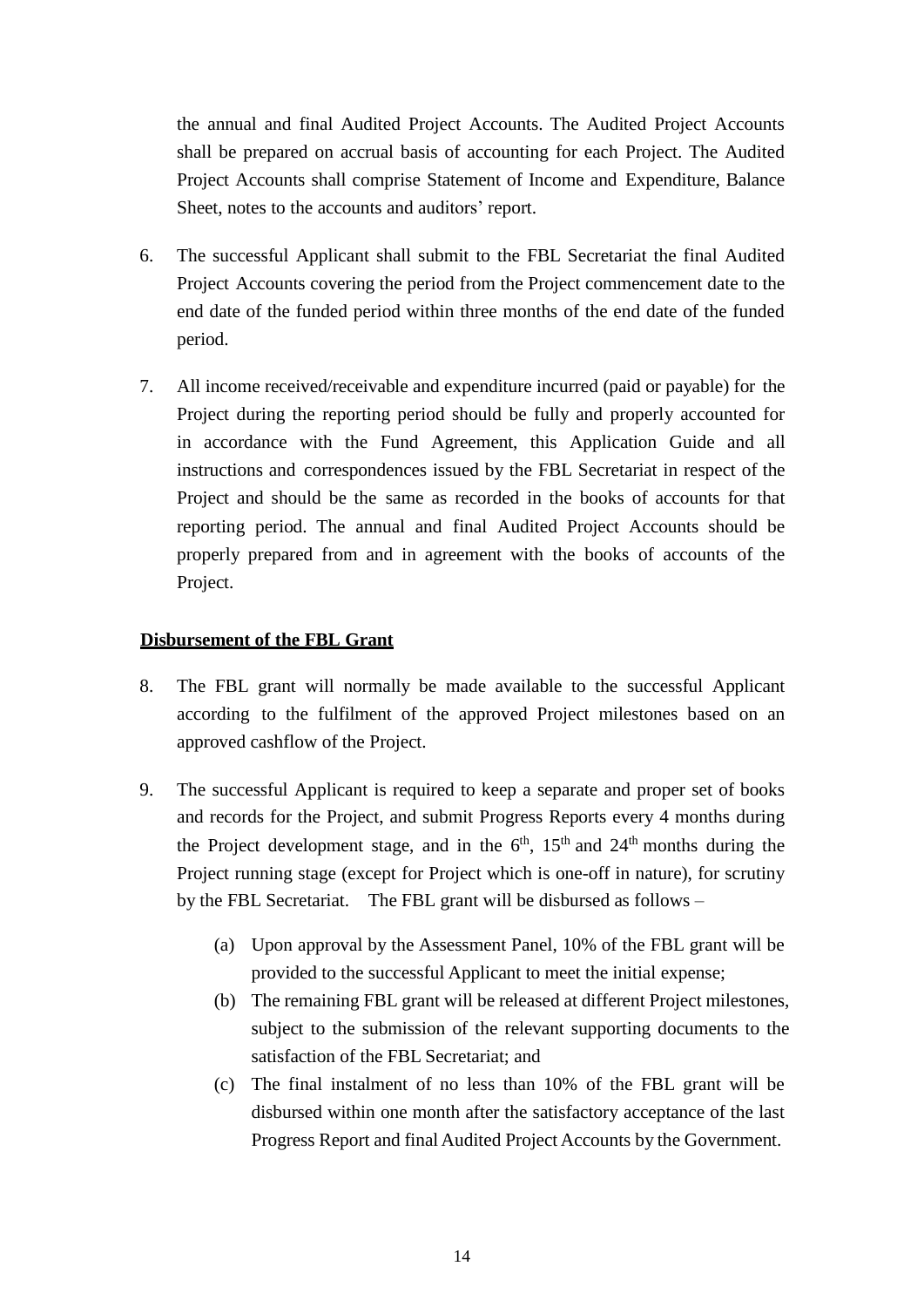the annual and final Audited Project Accounts. The Audited Project Accounts shall be prepared on accrual basis of accounting for each Project. The Audited Project Accounts shall comprise Statement of Income and Expenditure, Balance Sheet, notes to the accounts and auditors' report.

6. The successful Applicant shall submit to the FBL Secretariat the final Audited Project Accounts covering the period from the Project commencement date to the end date of the funded period within three months of the end date of the funded period.

7. All income received/receivable and expenditure incurred (paid or payable) for the Project during the reporting period should be fully and properly accounted for in accordance with the Fund Agreement, this Application Guide and all instructions and correspondences issued by the FBL Secretariat in respect of the Project and should be the same as recorded in the books of accounts for that reporting period. The annual and final Audited Project Accounts should be properly prepared from and in agreement with the books of accounts of the Project.

**Disbursement of the FBL Grant**

8. The FBL grant will normally be made available to the successful Applicant according to the fulfilment of the approved Project milestones based on an approved cashflow of the Project.

9. The successful Applicant is required to keep a separate and proper set of books and records for the Project, and submit Progress Reports every 4 months during the Project development stage, and in the 6th, 15th and 24th months during the Project running stage (except for Project which is one-off in nature), for scrutiny by the FBL Secretariat. The FBL grant will be disbursed as follows –

   (a) Upon approval by the Assessment Panel, 10% of the FBL grant will be provided to the successful Applicant to meet the initial expense;

   (b) The remaining FBL grant will be released at different Project milestones, subject to the submission of the relevant supporting documents to the satisfaction of the FBL Secretariat; and

   (c) The final instalment of no less than 10% of the FBL grant will be disbursed within one month after the satisfactory acceptance of the last Progress Report and final Audited Project Accounts by the Government.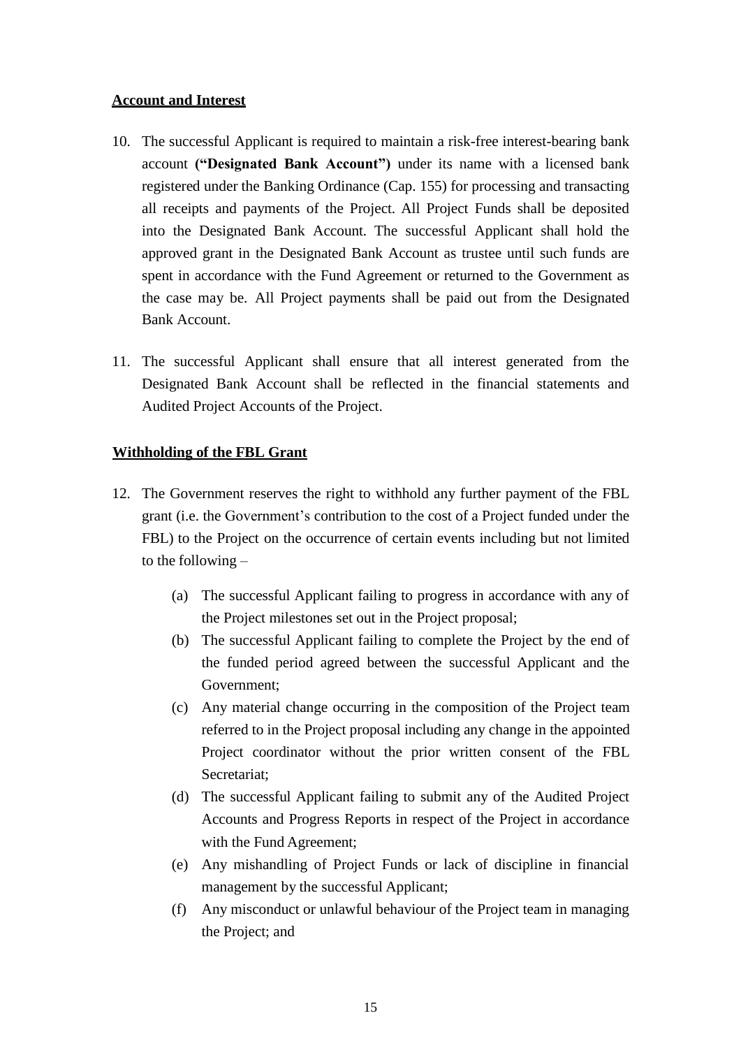**Account and Interest**

10. The successful Applicant is required to maintain a risk-free interest-bearing bank account **("Designated Bank Account")** under its name with a licensed bank registered under the Banking Ordinance (Cap. 155) for processing and transacting all receipts and payments of the Project. All Project Funds shall be deposited into the Designated Bank Account. The successful Applicant shall hold the approved grant in the Designated Bank Account as trustee until such funds are spent in accordance with the Fund Agreement or returned to the Government as the case may be. All Project payments shall be paid out from the Designated Bank Account.

11. The successful Applicant shall ensure that all interest generated from the Designated Bank Account shall be reflected in the financial statements and Audited Project Accounts of the Project.

**Withholding of the FBL Grant**

12. The Government reserves the right to withhold any further payment of the FBL grant (i.e. the Government's contribution to the cost of a Project funded under the FBL) to the Project on the occurrence of certain events including but not limited to the following –

    (a) The successful Applicant failing to progress in accordance with any of the Project milestones set out in the Project proposal;

    (b) The successful Applicant failing to complete the Project by the end of the funded period agreed between the successful Applicant and the Government;

    (c) Any material change occurring in the composition of the Project team referred to in the Project proposal including any change in the appointed Project coordinator without the prior written consent of the FBL Secretariat;

    (d) The successful Applicant failing to submit any of the Audited Project Accounts and Progress Reports in respect of the Project in accordance with the Fund Agreement;

    (e) Any mishandling of Project Funds or lack of discipline in financial management by the successful Applicant;

    (f) Any misconduct or unlawful behaviour of the Project team in managing the Project; and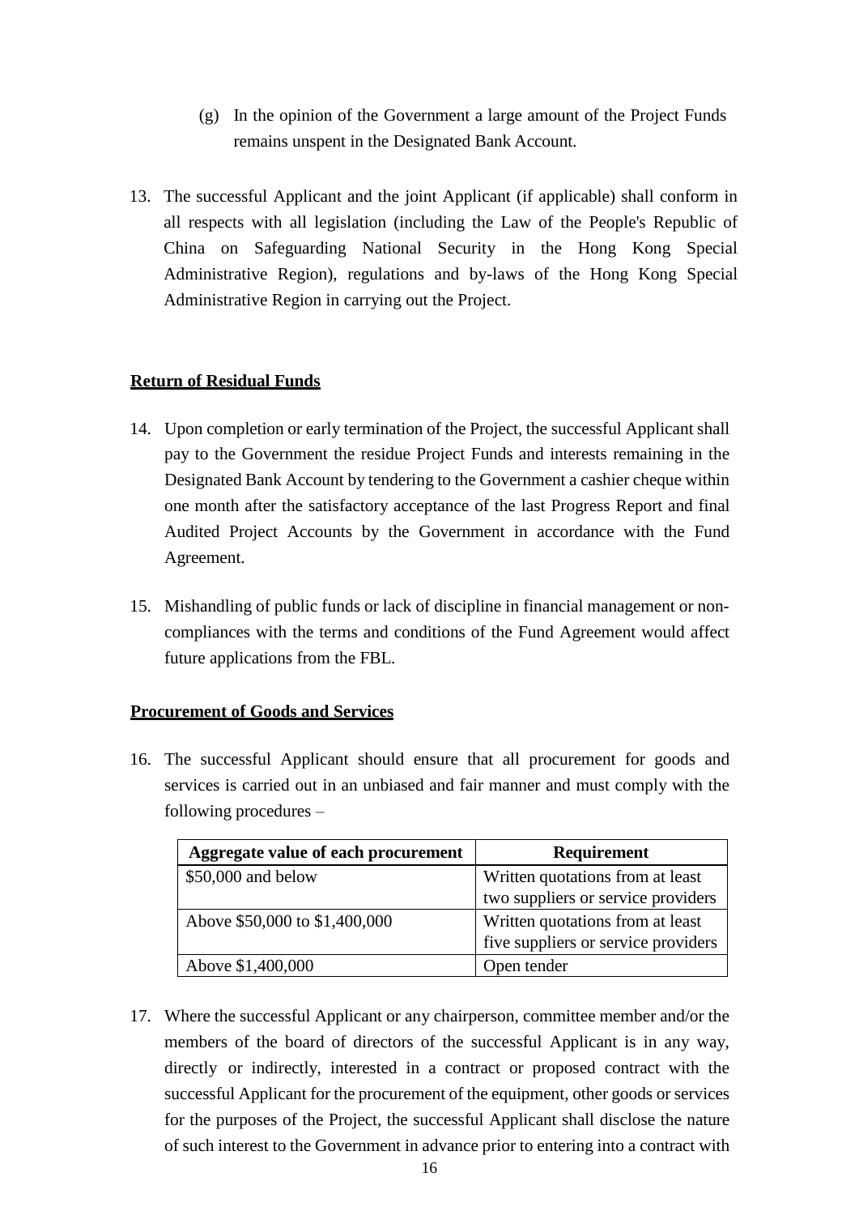(g) In the opinion of the Government a large amount of the Project Funds remains unspent in the Designated Bank Account.

13. The successful Applicant and the joint Applicant (if applicable) shall conform in all respects with all legislation (including the Law of the People's Republic of China on Safeguarding National Security in the Hong Kong Special Administrative Region), regulations and by-laws of the Hong Kong Special Administrative Region in carrying out the Project.

**Return of Residual Funds**

14. Upon completion or early termination of the Project, the successful Applicant shall pay to the Government the residue Project Funds and interests remaining in the Designated Bank Account by tendering to the Government a cashier cheque within one month after the satisfactory acceptance of the last Progress Report and final Audited Project Accounts by the Government in accordance with the Fund Agreement.

15. Mishandling of public funds or lack of discipline in financial management or non-compliances with the terms and conditions of the Fund Agreement would affect future applications from the FBL.

**Procurement of Goods and Services**

16. The successful Applicant should ensure that all procurement for goods and services is carried out in an unbiased and fair manner and must comply with the following procedures –

| Aggregate value of each procurement | Requirement |
|---|---|
| $50,000 and below | Written quotations from at least two suppliers or service providers |
| Above $50,000 to $1,400,000 | Written quotations from at least five suppliers or service providers |
| Above $1,400,000 | Open tender |

17. Where the successful Applicant or any chairperson, committee member and/or the members of the board of directors of the successful Applicant is in any way, directly or indirectly, interested in a contract or proposed contract with the successful Applicant for the procurement of the equipment, other goods or services for the purposes of the Project, the successful Applicant shall disclose the nature of such interest to the Government in advance prior to entering into a contract with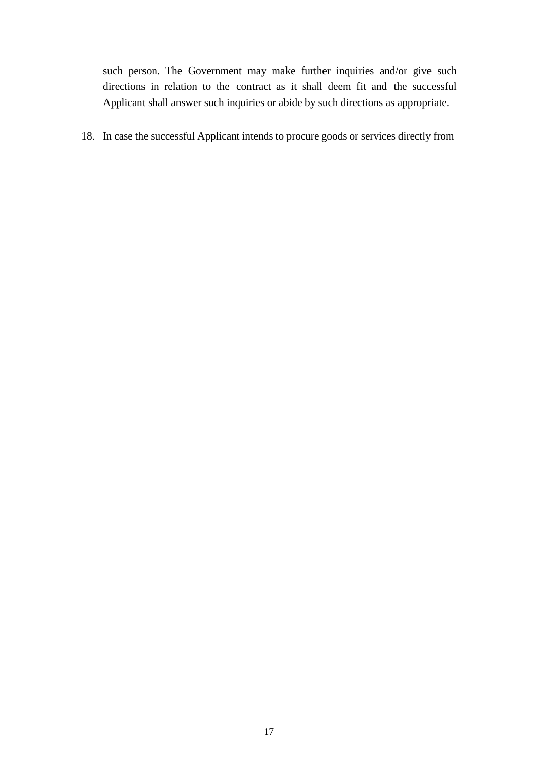such person. The Government may make further inquiries and/or give such directions in relation to the contract as it shall deem fit and the successful Applicant shall answer such inquiries or abide by such directions as appropriate.

18. In case the successful Applicant intends to procure goods or services directly from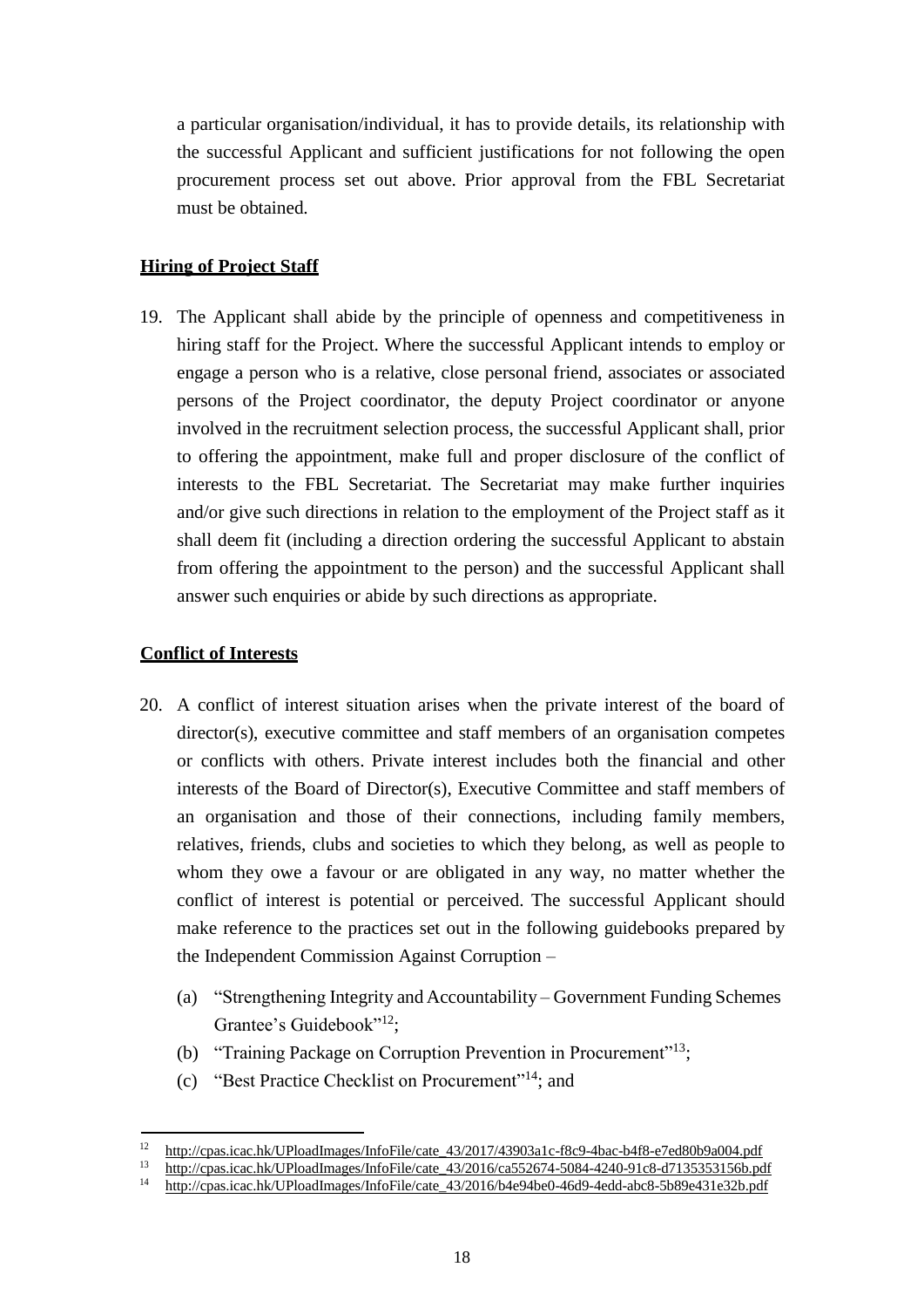a particular organisation/individual, it has to provide details, its relationship with the successful Applicant and sufficient justifications for not following the open procurement process set out above. Prior approval from the FBL Secretariat must be obtained.

**Hiring of Project Staff**

19. The Applicant shall abide by the principle of openness and competitiveness in hiring staff for the Project. Where the successful Applicant intends to employ or engage a person who is a relative, close personal friend, associates or associated persons of the Project coordinator, the deputy Project coordinator or anyone involved in the recruitment selection process, the successful Applicant shall, prior to offering the appointment, make full and proper disclosure of the conflict of interests to the FBL Secretariat. The Secretariat may make further inquiries and/or give such directions in relation to the employment of the Project staff as it shall deem fit (including a direction ordering the successful Applicant to abstain from offering the appointment to the person) and the successful Applicant shall answer such enquiries or abide by such directions as appropriate.

**Conflict of Interests**

20. A conflict of interest situation arises when the private interest of the board of director(s), executive committee and staff members of an organisation competes or conflicts with others. Private interest includes both the financial and other interests of the Board of Director(s), Executive Committee and staff members of an organisation and those of their connections, including family members, relatives, friends, clubs and societies to which they belong, as well as people to whom they owe a favour or are obligated in any way, no matter whether the conflict of interest is potential or perceived. The successful Applicant should make reference to the practices set out in the following guidebooks prepared by the Independent Commission Against Corruption –

    (a) "Strengthening Integrity and Accountability – Government Funding Schemes Grantee's Guidebook"[12];
    (b) "Training Package on Corruption Prevention in Procurement"[13];
    (c) "Best Practice Checklist on Procurement"[14]; and

---

[12] http://cpas.icac.hk/UPloadImages/InfoFile/cate_43/2017/43903a1c-f8c9-4bac-b4f8-e7ed80b9a004.pdf

[13] http://cpas.icac.hk/UPloadImages/InfoFile/cate_43/2016/ca552674-5084-4240-91c8-d7135353156b.pdf

[14] http://cpas.icac.hk/UPloadImages/InfoFile/cate_43/2016/b4e94be0-46d9-4edd-abc8-5b89e431e32b.pdf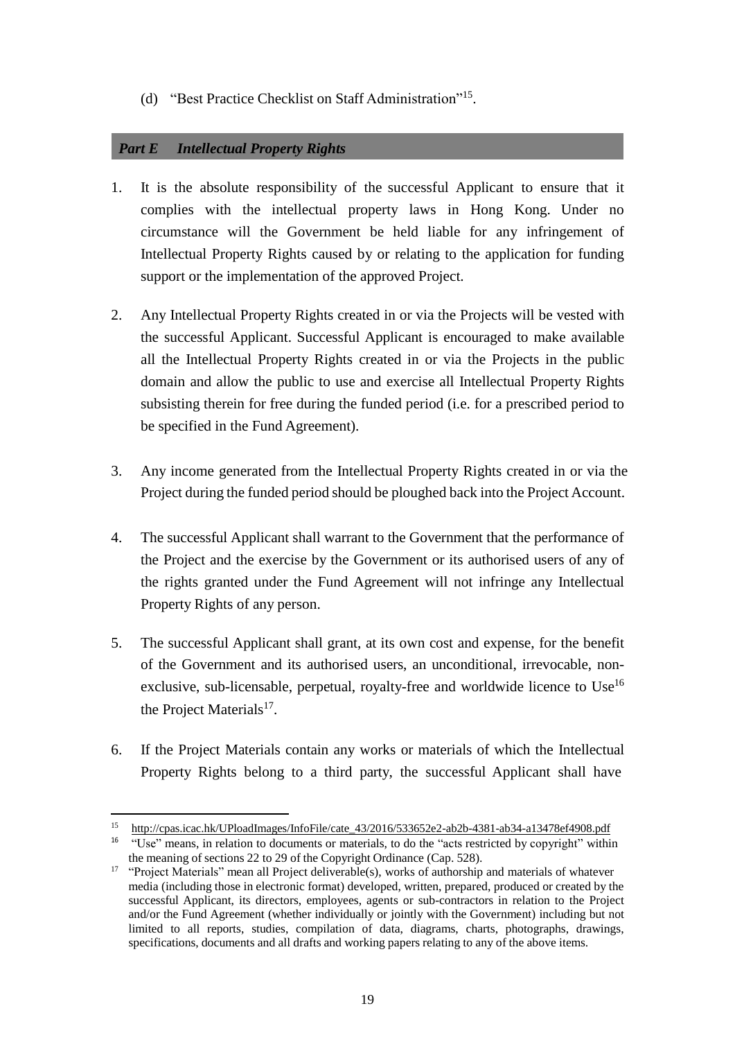(d) "Best Practice Checklist on Staff Administration"[15].

## *Part E Intellectual Property Rights*

1. It is the absolute responsibility of the successful Applicant to ensure that it complies with the intellectual property laws in Hong Kong. Under no circumstance will the Government be held liable for any infringement of Intellectual Property Rights caused by or relating to the application for funding support or the implementation of the approved Project.

2. Any Intellectual Property Rights created in or via the Projects will be vested with the successful Applicant. Successful Applicant is encouraged to make available all the Intellectual Property Rights created in or via the Projects in the public domain and allow the public to use and exercise all Intellectual Property Rights subsisting therein for free during the funded period (i.e. for a prescribed period to be specified in the Fund Agreement).

3. Any income generated from the Intellectual Property Rights created in or via the Project during the funded period should be ploughed back into the Project Account.

4. The successful Applicant shall warrant to the Government that the performance of the Project and the exercise by the Government or its authorised users of any of the rights granted under the Fund Agreement will not infringe any Intellectual Property Rights of any person.

5. The successful Applicant shall grant, at its own cost and expense, for the benefit of the Government and its authorised users, an unconditional, irrevocable, non-exclusive, sub-licensable, perpetual, royalty-free and worldwide licence to Use[16] the Project Materials[17].

6. If the Project Materials contain any works or materials of which the Intellectual Property Rights belong to a third party, the successful Applicant shall have

---

[15] http://cpas.icac.hk/UPloadImages/InfoFile/cate_43/2016/533652e2-ab2b-4381-ab34-a13478ef4908.pdf

[16] "Use" means, in relation to documents or materials, to do the "acts restricted by copyright" within the meaning of sections 22 to 29 of the Copyright Ordinance (Cap. 528).

[17] "Project Materials" mean all Project deliverable(s), works of authorship and materials of whatever media (including those in electronic format) developed, written, prepared, produced or created by the successful Applicant, its directors, employees, agents or sub-contractors in relation to the Project and/or the Fund Agreement (whether individually or jointly with the Government) including but not limited to all reports, studies, compilation of data, diagrams, charts, photographs, drawings, specifications, documents and all drafts and working papers relating to any of the above items.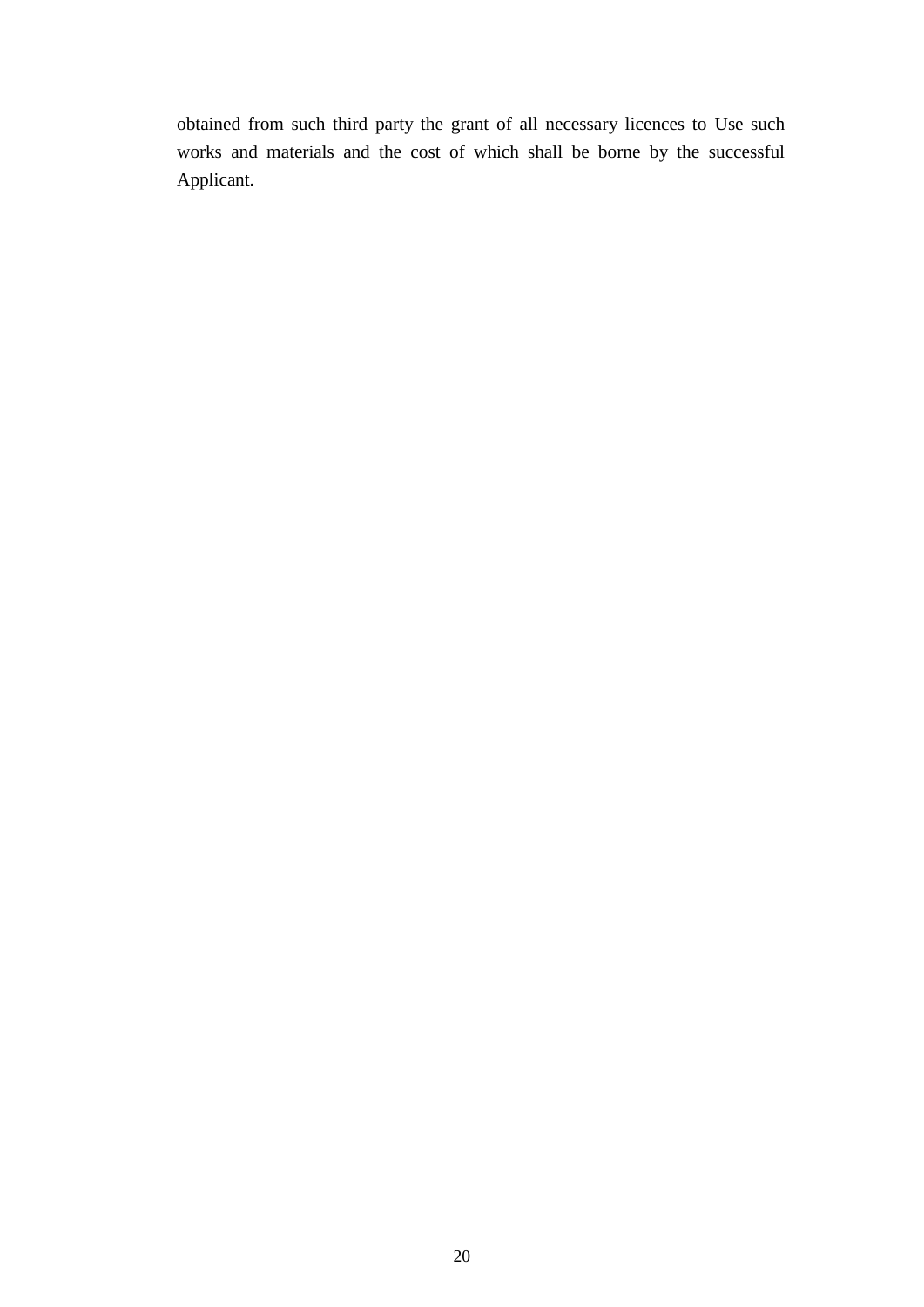obtained from such third party the grant of all necessary licences to Use such works and materials and the cost of which shall be borne by the successful Applicant.